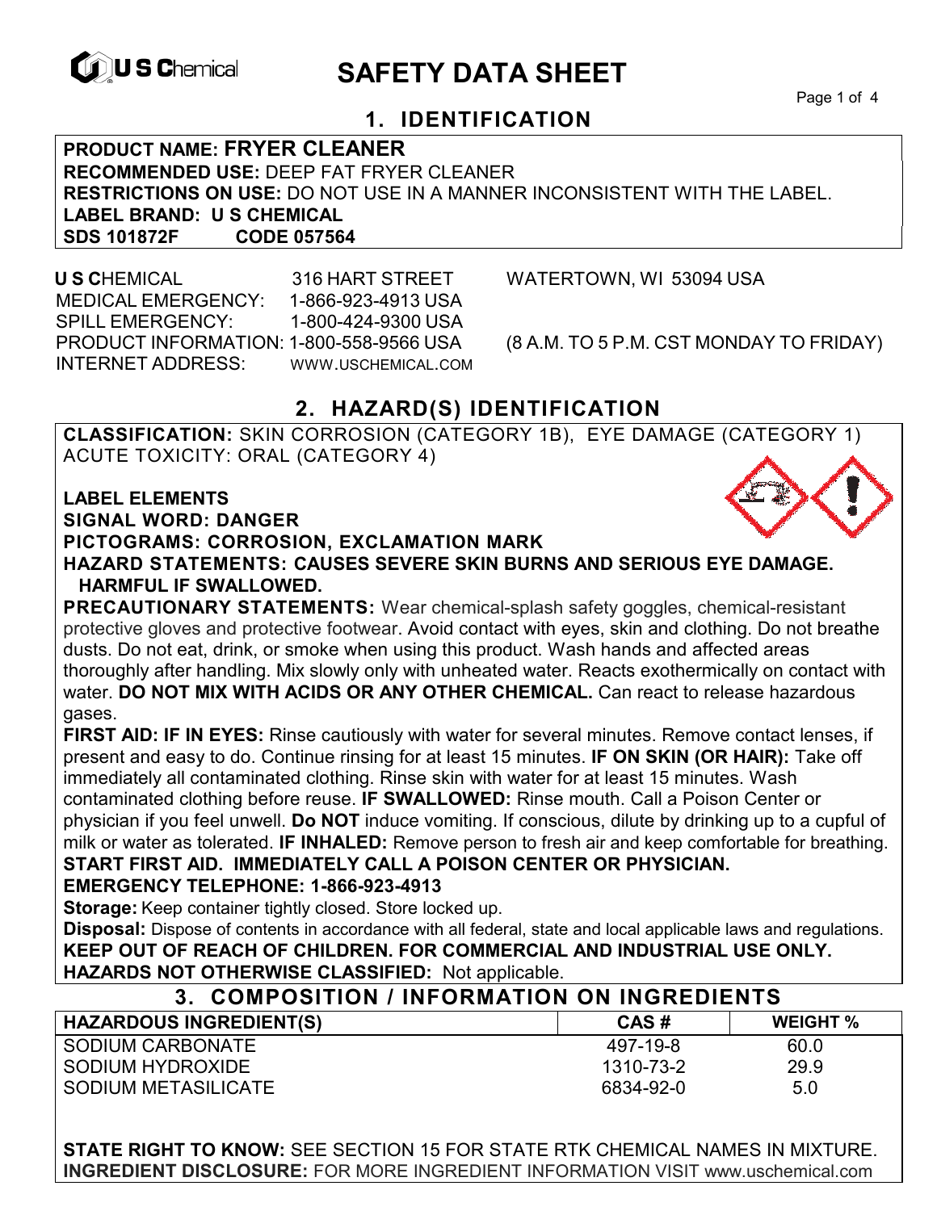# SAFETY DATA SHEET

## 1. IDENTIFICATION

**PRODUCT NAME: FRYER CLEANER**
**RECOMMENDED USE:** DEEP FAT FRYER CLEANER
**RESTRICTIONS ON USE:** DO NOT USE IN A MANNER INCONSISTENT WITH THE LABEL.
**LABEL BRAND: U S CHEMICAL**
**SDS 101872F CODE 057564**

**U S C**HEMICAL 316 HART STREET WATERTOWN, WI 53094 USA
MEDICAL EMERGENCY: 1-866-923-4913 USA
SPILL EMERGENCY: 1-800-424-9300 USA
PRODUCT INFORMATION: 1-800-558-9566 USA (8 A.M. TO 5 P.M. CST MONDAY TO FRIDAY)
INTERNET ADDRESS: WWW.USCHEMICAL.COM

## 2. HAZARD(S) IDENTIFICATION

**CLASSIFICATION:** SKIN CORROSION (CATEGORY 1B), EYE DAMAGE (CATEGORY 1) ACUTE TOXICITY: ORAL (CATEGORY 4)

**LABEL ELEMENTS**
**SIGNAL WORD: DANGER**
**PICTOGRAMS: CORROSION, EXCLAMATION MARK**
**HAZARD STATEMENTS: CAUSES SEVERE SKIN BURNS AND SERIOUS EYE DAMAGE. HARMFUL IF SWALLOWED.**

**PRECAUTIONARY STATEMENTS:** Wear chemical-splash safety goggles, chemical-resistant protective gloves and protective footwear. Avoid contact with eyes, skin and clothing. Do not breathe dusts. Do not eat, drink, or smoke when using this product. Wash hands and affected areas thoroughly after handling. Mix slowly only with unheated water. Reacts exothermically on contact with water. **DO NOT MIX WITH ACIDS OR ANY OTHER CHEMICAL.** Can react to release hazardous gases.

**FIRST AID: IF IN EYES:** Rinse cautiously with water for several minutes. Remove contact lenses, if present and easy to do. Continue rinsing for at least 15 minutes. **IF ON SKIN (OR HAIR):** Take off immediately all contaminated clothing. Rinse skin with water for at least 15 minutes. Wash contaminated clothing before reuse. **IF SWALLOWED:** Rinse mouth. Call a Poison Center or physician if you feel unwell. **Do NOT** induce vomiting. If conscious, dilute by drinking up to a cupful of milk or water as tolerated. **IF INHALED:** Remove person to fresh air and keep comfortable for breathing.
**START FIRST AID. IMMEDIATELY CALL A POISON CENTER OR PHYSICIAN.**
**EMERGENCY TELEPHONE: 1-866-923-4913**

**Storage:** Keep container tightly closed. Store locked up.
**Disposal:** Dispose of contents in accordance with all federal, state and local applicable laws and regulations.
**KEEP OUT OF REACH OF CHILDREN. FOR COMMERCIAL AND INDUSTRIAL USE ONLY.**
**HAZARDS NOT OTHERWISE CLASSIFIED:** Not applicable.

## 3. COMPOSITION / INFORMATION ON INGREDIENTS

| HAZARDOUS INGREDIENT(S) | CAS # | WEIGHT % |
|---|---|---|
| SODIUM CARBONATE | 497-19-8 | 60.0 |
| SODIUM HYDROXIDE | 1310-73-2 | 29.9 |
| SODIUM METASILICATE | 6834-92-0 | 5.0 |

**STATE RIGHT TO KNOW:** SEE SECTION 15 FOR STATE RTK CHEMICAL NAMES IN MIXTURE.
**INGREDIENT DISCLOSURE:** FOR MORE INGREDIENT INFORMATION VISIT www.uschemical.com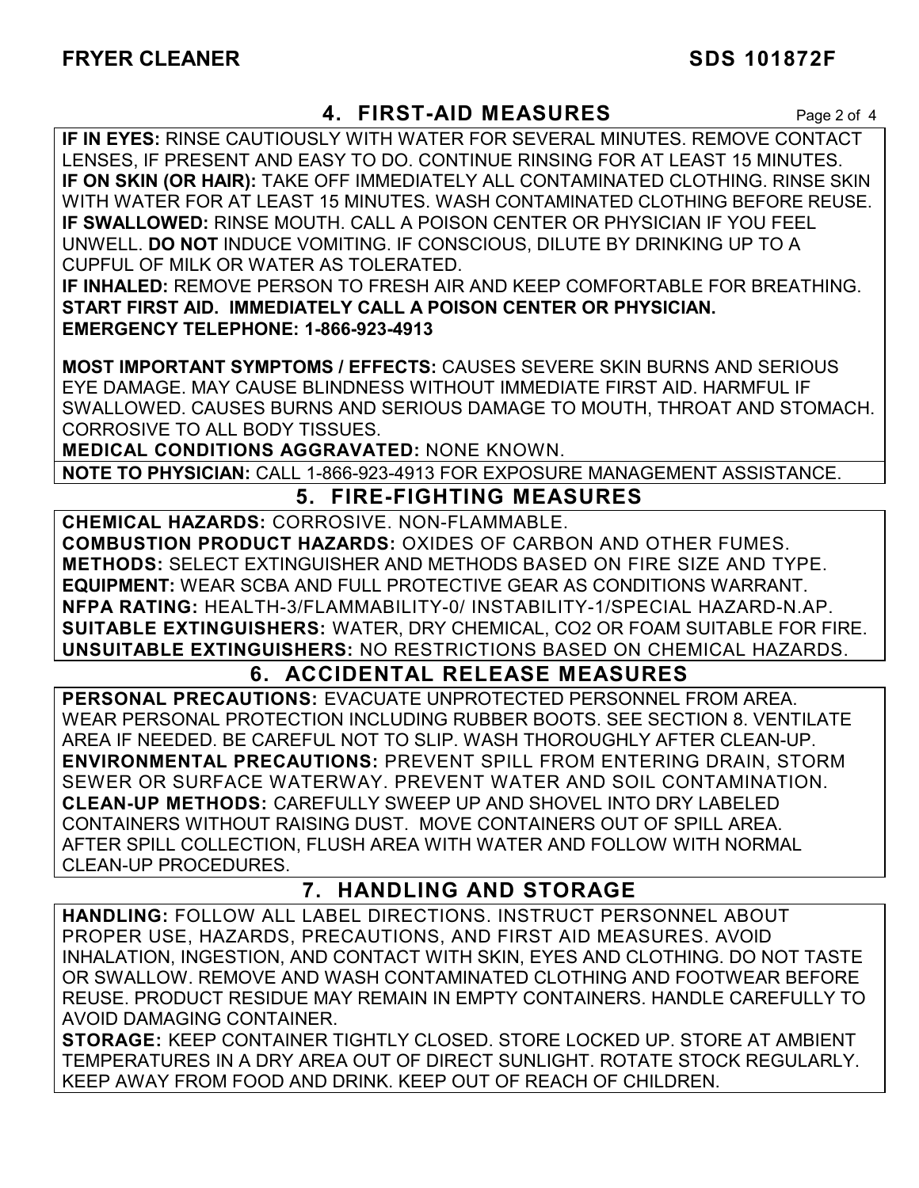## 4. FIRST-AID MEASURES

**IF IN EYES:** RINSE CAUTIOUSLY WITH WATER FOR SEVERAL MINUTES. REMOVE CONTACT LENSES, IF PRESENT AND EASY TO DO. CONTINUE RINSING FOR AT LEAST 15 MINUTES.
**IF ON SKIN (OR HAIR):** TAKE OFF IMMEDIATELY ALL CONTAMINATED CLOTHING. RINSE SKIN WITH WATER FOR AT LEAST 15 MINUTES. WASH CONTAMINATED CLOTHING BEFORE REUSE.
**IF SWALLOWED:** RINSE MOUTH. CALL A POISON CENTER OR PHYSICIAN IF YOU FEEL UNWELL. **DO NOT** INDUCE VOMITING. IF CONSCIOUS, DILUTE BY DRINKING UP TO A CUPFUL OF MILK OR WATER AS TOLERATED.
**IF INHALED:** REMOVE PERSON TO FRESH AIR AND KEEP COMFORTABLE FOR BREATHING.
**START FIRST AID. IMMEDIATELY CALL A POISON CENTER OR PHYSICIAN.**
**EMERGENCY TELEPHONE: 1-866-923-4913**

**MOST IMPORTANT SYMPTOMS / EFFECTS:** CAUSES SEVERE SKIN BURNS AND SERIOUS EYE DAMAGE. MAY CAUSE BLINDNESS WITHOUT IMMEDIATE FIRST AID. HARMFUL IF SWALLOWED. CAUSES BURNS AND SERIOUS DAMAGE TO MOUTH, THROAT AND STOMACH. CORROSIVE TO ALL BODY TISSUES.
**MEDICAL CONDITIONS AGGRAVATED:** NONE KNOWN.

**NOTE TO PHYSICIAN:** CALL 1-866-923-4913 FOR EXPOSURE MANAGEMENT ASSISTANCE.

## 5. FIRE-FIGHTING MEASURES

**CHEMICAL HAZARDS:** CORROSIVE. NON-FLAMMABLE.
**COMBUSTION PRODUCT HAZARDS:** OXIDES OF CARBON AND OTHER FUMES.
**METHODS:** SELECT EXTINGUISHER AND METHODS BASED ON FIRE SIZE AND TYPE.
**EQUIPMENT:** WEAR SCBA AND FULL PROTECTIVE GEAR AS CONDITIONS WARRANT.
**NFPA RATING:** HEALTH-3/FLAMMABILITY-0/ INSTABILITY-1/SPECIAL HAZARD-N.AP.
**SUITABLE EXTINGUISHERS:** WATER, DRY CHEMICAL, CO2 OR FOAM SUITABLE FOR FIRE.
**UNSUITABLE EXTINGUISHERS:** NO RESTRICTIONS BASED ON CHEMICAL HAZARDS.

## 6. ACCIDENTAL RELEASE MEASURES

**PERSONAL PRECAUTIONS:** EVACUATE UNPROTECTED PERSONNEL FROM AREA. WEAR PERSONAL PROTECTION INCLUDING RUBBER BOOTS. SEE SECTION 8. VENTILATE AREA IF NEEDED. BE CAREFUL NOT TO SLIP. WASH THOROUGHLY AFTER CLEAN-UP.
**ENVIRONMENTAL PRECAUTIONS:** PREVENT SPILL FROM ENTERING DRAIN, STORM SEWER OR SURFACE WATERWAY. PREVENT WATER AND SOIL CONTAMINATION.
**CLEAN-UP METHODS:** CAREFULLY SWEEP UP AND SHOVEL INTO DRY LABELED CONTAINERS WITHOUT RAISING DUST. MOVE CONTAINERS OUT OF SPILL AREA. AFTER SPILL COLLECTION, FLUSH AREA WITH WATER AND FOLLOW WITH NORMAL CLEAN-UP PROCEDURES.

## 7. HANDLING AND STORAGE

**HANDLING:** FOLLOW ALL LABEL DIRECTIONS. INSTRUCT PERSONNEL ABOUT PROPER USE, HAZARDS, PRECAUTIONS, AND FIRST AID MEASURES. AVOID INHALATION, INGESTION, AND CONTACT WITH SKIN, EYES AND CLOTHING. DO NOT TASTE OR SWALLOW. REMOVE AND WASH CONTAMINATED CLOTHING AND FOOTWEAR BEFORE REUSE. PRODUCT RESIDUE MAY REMAIN IN EMPTY CONTAINERS. HANDLE CAREFULLY TO AVOID DAMAGING CONTAINER.
**STORAGE:** KEEP CONTAINER TIGHTLY CLOSED. STORE LOCKED UP. STORE AT AMBIENT TEMPERATURES IN A DRY AREA OUT OF DIRECT SUNLIGHT. ROTATE STOCK REGULARLY. KEEP AWAY FROM FOOD AND DRINK. KEEP OUT OF REACH OF CHILDREN.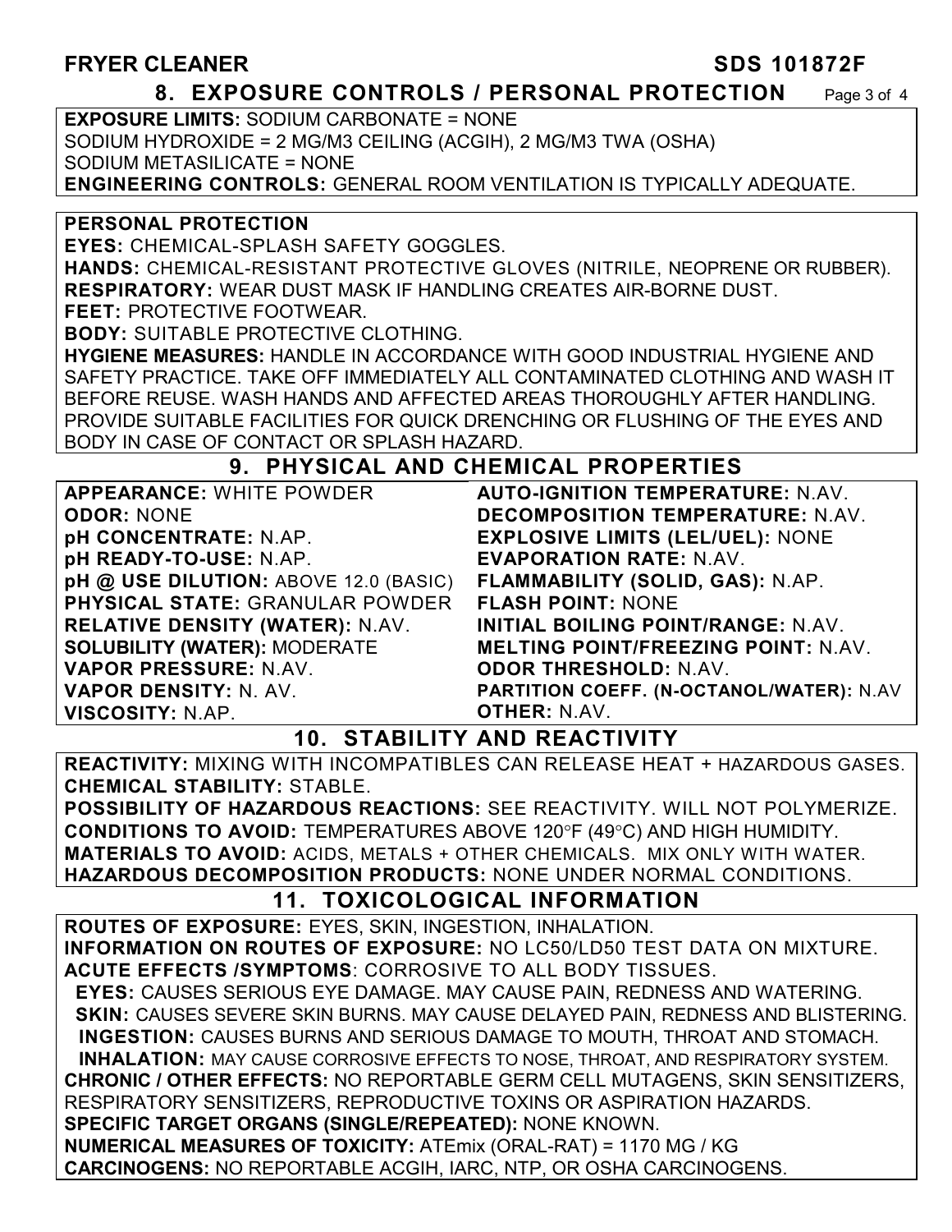## 8. EXPOSURE CONTROLS / PERSONAL PROTECTION

**EXPOSURE LIMITS:** SODIUM CARBONATE = NONE
SODIUM HYDROXIDE = 2 MG/M3 CEILING (ACGIH), 2 MG/M3 TWA (OSHA)
SODIUM METASILICATE = NONE
**ENGINEERING CONTROLS:** GENERAL ROOM VENTILATION IS TYPICALLY ADEQUATE.

**PERSONAL PROTECTION**
**EYES:** CHEMICAL-SPLASH SAFETY GOGGLES.
**HANDS:** CHEMICAL-RESISTANT PROTECTIVE GLOVES (NITRILE, NEOPRENE OR RUBBER).
**RESPIRATORY:** WEAR DUST MASK IF HANDLING CREATES AIR-BORNE DUST.
**FEET:** PROTECTIVE FOOTWEAR.
**BODY:** SUITABLE PROTECTIVE CLOTHING.
**HYGIENE MEASURES:** HANDLE IN ACCORDANCE WITH GOOD INDUSTRIAL HYGIENE AND SAFETY PRACTICE. TAKE OFF IMMEDIATELY ALL CONTAMINATED CLOTHING AND WASH IT BEFORE REUSE. WASH HANDS AND AFFECTED AREAS THOROUGHLY AFTER HANDLING. PROVIDE SUITABLE FACILITIES FOR QUICK DRENCHING OR FLUSHING OF THE EYES AND BODY IN CASE OF CONTACT OR SPLASH HAZARD.

## 9. PHYSICAL AND CHEMICAL PROPERTIES

**APPEARANCE:** WHITE POWDER
**ODOR:** NONE
**pH CONCENTRATE:** N.AP.
**pH READY-TO-USE:** N.AP.
**pH @ USE DILUTION:** ABOVE 12.0 (BASIC)
**PHYSICAL STATE:** GRANULAR POWDER
**RELATIVE DENSITY (WATER):** N.AV.
**SOLUBILITY (WATER):** MODERATE
**VAPOR PRESSURE:** N.AV.
**VAPOR DENSITY:** N. AV.
**VISCOSITY:** N.AP.
**AUTO-IGNITION TEMPERATURE:** N.AV.
**DECOMPOSITION TEMPERATURE:** N.AV.
**EXPLOSIVE LIMITS (LEL/UEL):** NONE
**EVAPORATION RATE:** N.AV.
**FLAMMABILITY (SOLID, GAS):** N.AP.
**FLASH POINT:** NONE
**INITIAL BOILING POINT/RANGE:** N.AV.
**MELTING POINT/FREEZING POINT:** N.AV.
**ODOR THRESHOLD:** N.AV.
**PARTITION COEFF. (N-OCTANOL/WATER):** N.AV
**OTHER:** N.AV.

## 10. STABILITY AND REACTIVITY

**REACTIVITY:** MIXING WITH INCOMPATIBLES CAN RELEASE HEAT + HAZARDOUS GASES.
**CHEMICAL STABILITY:** STABLE.
**POSSIBILITY OF HAZARDOUS REACTIONS:** SEE REACTIVITY. WILL NOT POLYMERIZE.
**CONDITIONS TO AVOID:** TEMPERATURES ABOVE 120°F (49°C) AND HIGH HUMIDITY.
**MATERIALS TO AVOID:** ACIDS, METALS + OTHER CHEMICALS. MIX ONLY WITH WATER.
**HAZARDOUS DECOMPOSITION PRODUCTS:** NONE UNDER NORMAL CONDITIONS.

## 11. TOXICOLOGICAL INFORMATION

**ROUTES OF EXPOSURE:** EYES, SKIN, INGESTION, INHALATION.
**INFORMATION ON ROUTES OF EXPOSURE:** NO LC50/LD50 TEST DATA ON MIXTURE.
**ACUTE EFFECTS /SYMPTOMS**: CORROSIVE TO ALL BODY TISSUES.
**EYES:** CAUSES SERIOUS EYE DAMAGE. MAY CAUSE PAIN, REDNESS AND WATERING.
**SKIN:** CAUSES SEVERE SKIN BURNS. MAY CAUSE DELAYED PAIN, REDNESS AND BLISTERING.
**INGESTION:** CAUSES BURNS AND SERIOUS DAMAGE TO MOUTH, THROAT AND STOMACH.
**INHALATION:** MAY CAUSE CORROSIVE EFFECTS TO NOSE, THROAT, AND RESPIRATORY SYSTEM.
**CHRONIC / OTHER EFFECTS:** NO REPORTABLE GERM CELL MUTAGENS, SKIN SENSITIZERS, RESPIRATORY SENSITIZERS, REPRODUCTIVE TOXINS OR ASPIRATION HAZARDS.
**SPECIFIC TARGET ORGANS (SINGLE/REPEATED):** NONE KNOWN.
**NUMERICAL MEASURES OF TOXICITY:** ATEmix (ORAL-RAT) = 1170 MG / KG
**CARCINOGENS:** NO REPORTABLE ACGIH, IARC, NTP, OR OSHA CARCINOGENS.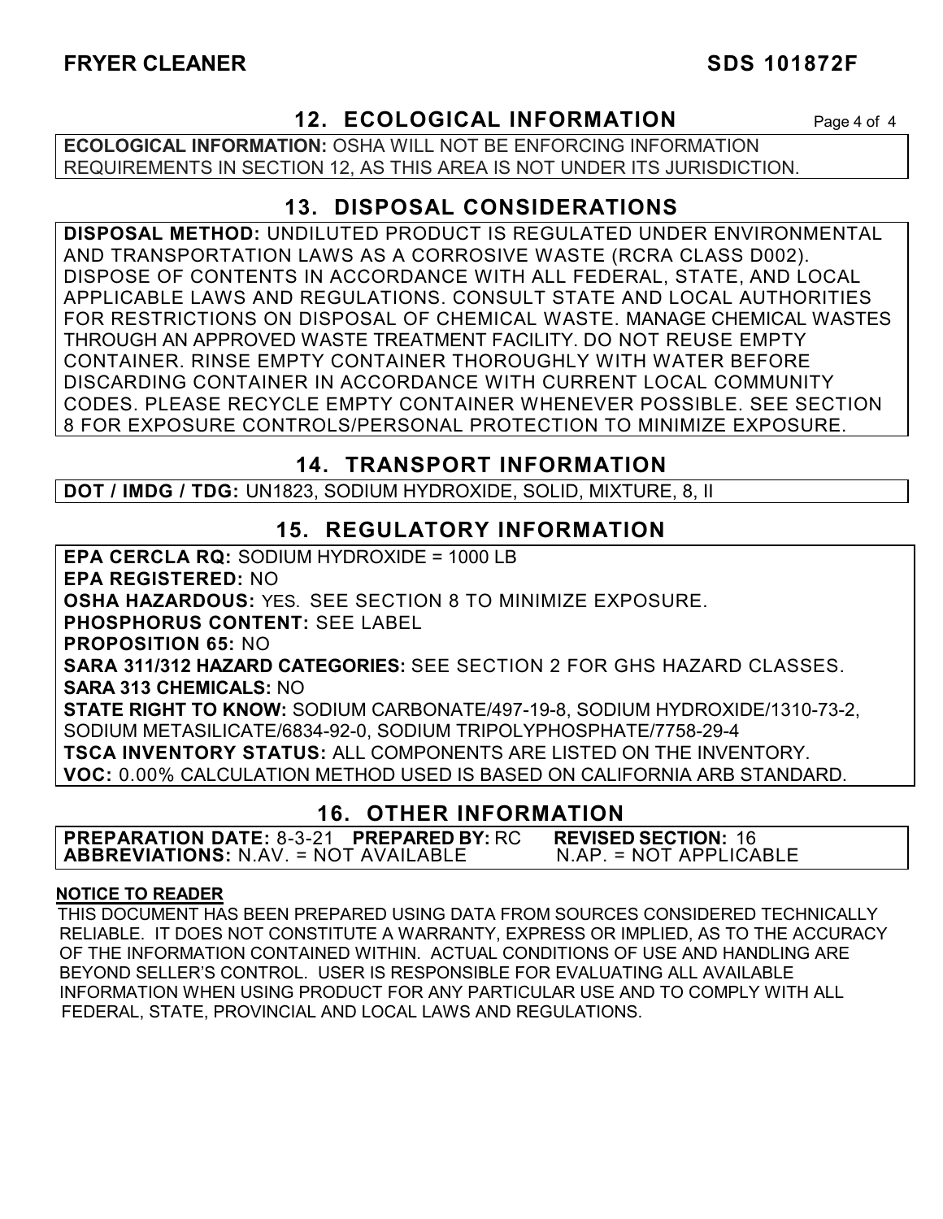## 12. ECOLOGICAL INFORMATION

**ECOLOGICAL INFORMATION:** OSHA WILL NOT BE ENFORCING INFORMATION REQUIREMENTS IN SECTION 12, AS THIS AREA IS NOT UNDER ITS JURISDICTION.

## 13. DISPOSAL CONSIDERATIONS

**DISPOSAL METHOD:** UNDILUTED PRODUCT IS REGULATED UNDER ENVIRONMENTAL AND TRANSPORTATION LAWS AS A CORROSIVE WASTE (RCRA CLASS D002). DISPOSE OF CONTENTS IN ACCORDANCE WITH ALL FEDERAL, STATE, AND LOCAL APPLICABLE LAWS AND REGULATIONS. CONSULT STATE AND LOCAL AUTHORITIES FOR RESTRICTIONS ON DISPOSAL OF CHEMICAL WASTE. MANAGE CHEMICAL WASTES THROUGH AN APPROVED WASTE TREATMENT FACILITY. DO NOT REUSE EMPTY CONTAINER. RINSE EMPTY CONTAINER THOROUGHLY WITH WATER BEFORE DISCARDING CONTAINER IN ACCORDANCE WITH CURRENT LOCAL COMMUNITY CODES. PLEASE RECYCLE EMPTY CONTAINER WHENEVER POSSIBLE. SEE SECTION 8 FOR EXPOSURE CONTROLS/PERSONAL PROTECTION TO MINIMIZE EXPOSURE.

## 14. TRANSPORT INFORMATION

**DOT / IMDG / TDG:** UN1823, SODIUM HYDROXIDE, SOLID, MIXTURE, 8, II

## 15. REGULATORY INFORMATION

**EPA CERCLA RQ:** SODIUM HYDROXIDE = 1000 LB
**EPA REGISTERED:** NO
**OSHA HAZARDOUS:** YES. SEE SECTION 8 TO MINIMIZE EXPOSURE.
**PHOSPHORUS CONTENT:** SEE LABEL
**PROPOSITION 65:** NO
**SARA 311/312 HAZARD CATEGORIES:** SEE SECTION 2 FOR GHS HAZARD CLASSES.
**SARA 313 CHEMICALS:** NO
**STATE RIGHT TO KNOW:** SODIUM CARBONATE/497-19-8, SODIUM HYDROXIDE/1310-73-2, SODIUM METASILICATE/6834-92-0, SODIUM TRIPOLYPHOSPHATE/7758-29-4
**TSCA INVENTORY STATUS:** ALL COMPONENTS ARE LISTED ON THE INVENTORY.
**VOC:** 0.00% CALCULATION METHOD USED IS BASED ON CALIFORNIA ARB STANDARD.

## 16. OTHER INFORMATION

**PREPARATION DATE:** 8-3-21 **PREPARED BY:** RC **REVISED SECTION:** 16
**ABBREVIATIONS:** N.AV. = NOT AVAILABLE N.AP. = NOT APPLICABLE

**NOTICE TO READER**

THIS DOCUMENT HAS BEEN PREPARED USING DATA FROM SOURCES CONSIDERED TECHNICALLY RELIABLE. IT DOES NOT CONSTITUTE A WARRANTY, EXPRESS OR IMPLIED, AS TO THE ACCURACY OF THE INFORMATION CONTAINED WITHIN. ACTUAL CONDITIONS OF USE AND HANDLING ARE BEYOND SELLER'S CONTROL. USER IS RESPONSIBLE FOR EVALUATING ALL AVAILABLE INFORMATION WHEN USING PRODUCT FOR ANY PARTICULAR USE AND TO COMPLY WITH ALL FEDERAL, STATE, PROVINCIAL AND LOCAL LAWS AND REGULATIONS.